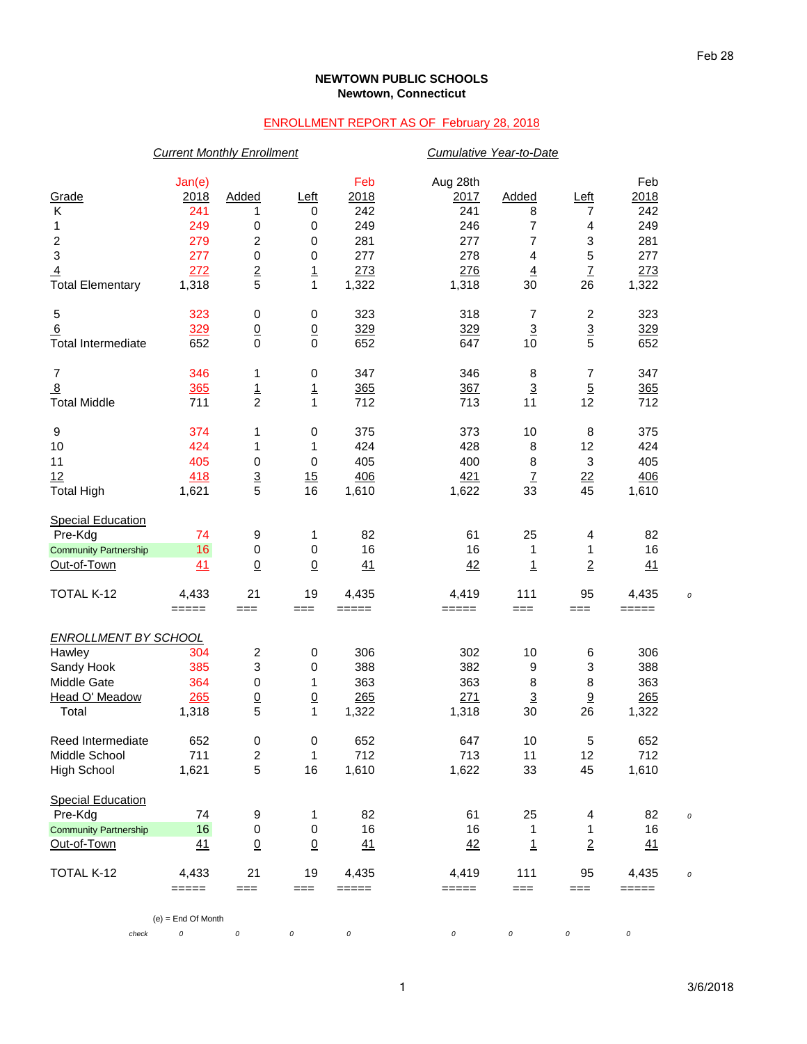**NEWTOWN PUBLIC SCHOOLS**
**Newtown, Connecticut**

ENROLLMENT REPORT AS OF February 28, 2018

| | *Current Monthly Enrollment* | | | | *Cumulative Year-to-Date* | | | | |
|---|---|---|---|---|---|---|---|---|---|
| Grade | Jan(e) 2018 | Added | Left | Feb 2018 | Aug 28th 2017 | Added | Left | Feb 2018 | |
| K | 241 | 1 | 0 | 242 | 241 | 8 | 7 | 242 | |
| 1 | 249 | 0 | 0 | 249 | 246 | 7 | 4 | 249 | |
| 2 | 279 | 2 | 0 | 281 | 277 | 7 | 3 | 281 | |
| 3 | 277 | 0 | 0 | 277 | 278 | 4 | 5 | 277 | |
| 4 | 272 | 2 | 1 | 273 | 276 | 4 | 7 | 273 | |
| Total Elementary | 1,318 | 5 | 1 | 1,322 | 1,318 | 30 | 26 | 1,322 | |
| | | | | | | | | | |
| 5 | 323 | 0 | 0 | 323 | 318 | 7 | 2 | 323 | |
| 6 | 329 | 0 | 0 | 329 | 329 | 3 | 3 | 329 | |
| Total Intermediate | 652 | 0 | 0 | 652 | 647 | 10 | 5 | 652 | |
| | | | | | | | | | |
| 7 | 346 | 1 | 0 | 347 | 346 | 8 | 7 | 347 | |
| 8 | 365 | 1 | 1 | 365 | 367 | 3 | 5 | 365 | |
| Total Middle | 711 | 2 | 1 | 712 | 713 | 11 | 12 | 712 | |
| | | | | | | | | | |
| 9 | 374 | 1 | 0 | 375 | 373 | 10 | 8 | 375 | |
| 10 | 424 | 1 | 1 | 424 | 428 | 8 | 12 | 424 | |
| 11 | 405 | 0 | 0 | 405 | 400 | 8 | 3 | 405 | |
| 12 | 418 | 3 | 15 | 406 | 421 | 7 | 22 | 406 | |
| Total High | 1,621 | 5 | 16 | 1,610 | 1,622 | 33 | 45 | 1,610 | |
| | | | | | | | | | |
| Special Education | | | | | | | | | |
| Pre-Kdg | 74 | 9 | 1 | 82 | 61 | 25 | 4 | 82 | |
| Community Partnership | 16 | 0 | 0 | 16 | 16 | 1 | 1 | 16 | |
| Out-of-Town | 41 | 0 | 0 | 41 | 42 | 1 | 2 | 41 | |
| | | | | | | | | | |
| TOTAL K-12 | 4,433 | 21 | 19 | 4,435 | 4,419 | 111 | 95 | 4,435 | 0 |
| | | | | | | | | | |
| *ENROLLMENT BY SCHOOL* | | | | | | | | | |
| Hawley | 304 | 2 | 0 | 306 | 302 | 10 | 6 | 306 | |
| Sandy Hook | 385 | 3 | 0 | 388 | 382 | 9 | 3 | 388 | |
| Middle Gate | 364 | 0 | 1 | 363 | 363 | 8 | 8 | 363 | |
| Head O' Meadow | 265 | 0 | 0 | 265 | 271 | 3 | 9 | 265 | |
| Total | 1,318 | 5 | 1 | 1,322 | 1,318 | 30 | 26 | 1,322 | |
| | | | | | | | | | |
| Reed Intermediate | 652 | 0 | 0 | 652 | 647 | 10 | 5 | 652 | |
| Middle School | 711 | 2 | 1 | 712 | 713 | 11 | 12 | 712 | |
| High School | 1,621 | 5 | 16 | 1,610 | 1,622 | 33 | 45 | 1,610 | |
| | | | | | | | | | |
| Special Education | | | | | | | | | |
| Pre-Kdg | 74 | 9 | 1 | 82 | 61 | 25 | 4 | 82 | 0 |
| Community Partnership | 16 | 0 | 0 | 16 | 16 | 1 | 1 | 16 | |
| Out-of-Town | 41 | 0 | 0 | 41 | 42 | 1 | 2 | 41 | |
| | | | | | | | | | |
| TOTAL K-12 | 4,433 | 21 | 19 | 4,435 | 4,419 | 111 | 95 | 4,435 | 0 |
| | | | | | | | | | |
| check | 0 | 0 | 0 | 0 | 0 | 0 | 0 | 0 | |

(e) = End Of Month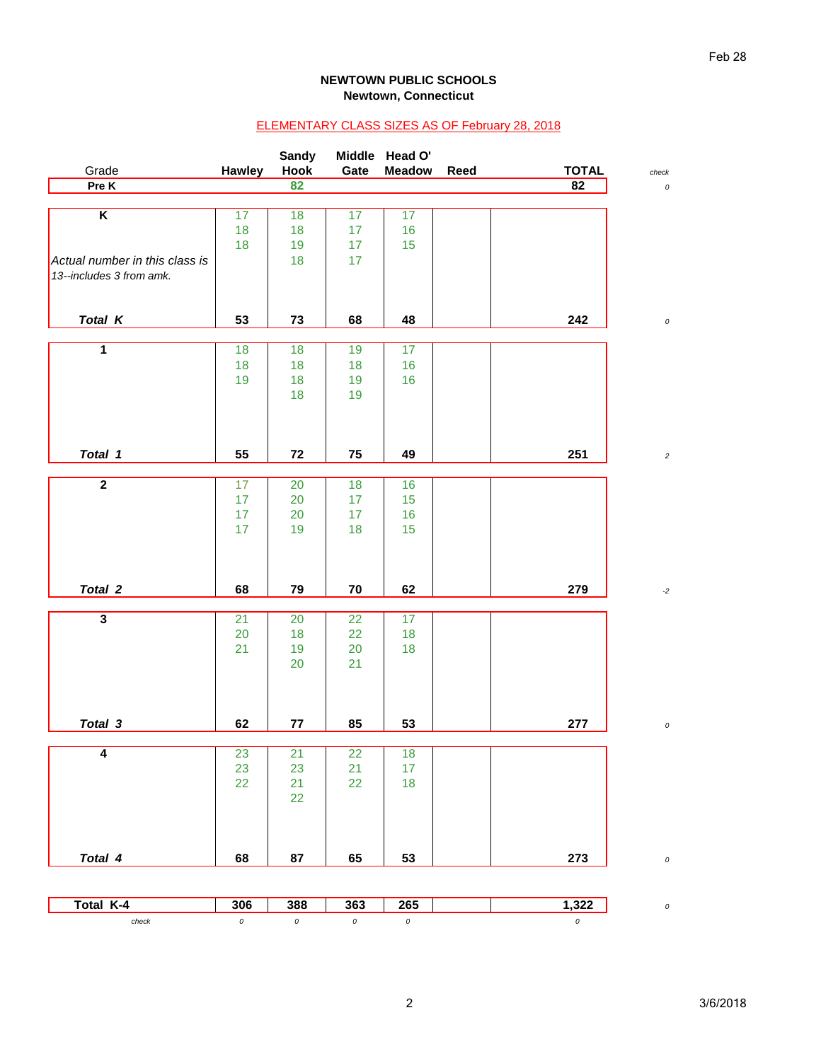Feb 28

**NEWTOWN PUBLIC SCHOOLS**
**Newtown, Connecticut**

ELEMENTARY CLASS SIZES AS OF February 28, 2018

| Grade | Hawley | Sandy Hook | Middle Gate | Head O' Meadow | Reed | TOTAL | check |
|---|---|---|---|---|---|---|---|
| **Pre K** | | 82 | | | | 82 | 0 |
| **K** | 17 | 18 | 17 | 17 | | | |
| | 18 | 18 | 17 | 16 | | | |
| | 18 | 19 | 17 | 15 | | | |
| *Actual number in this class is 13--includes 3 from amk.* | | 18 | 17 | | | | |
| ***Total K*** | 53 | 73 | 68 | 48 | | 242 | 0 |
| **1** | 18 | 18 | 19 | 17 | | | |
| | 18 | 18 | 18 | 16 | | | |
| | 19 | 18 | 19 | 16 | | | |
| | | 18 | 19 | | | | |
| ***Total 1*** | 55 | 72 | 75 | 49 | | 251 | 2 |
| **2** | 17 | 20 | 18 | 16 | | | |
| | 17 | 20 | 17 | 15 | | | |
| | 17 | 20 | 17 | 16 | | | |
| | 17 | 19 | 18 | 15 | | | |
| ***Total 2*** | 68 | 79 | 70 | 62 | | 279 | -2 |
| **3** | 21 | 20 | 22 | 17 | | | |
| | 20 | 18 | 22 | 18 | | | |
| | 21 | 19 | 20 | 18 | | | |
| | | 20 | 21 | | | | |
| ***Total 3*** | 62 | 77 | 85 | 53 | | 277 | 0 |
| **4** | 23 | 21 | 22 | 18 | | | |
| | 23 | 23 | 21 | 17 | | | |
| | 22 | 21 | 22 | 18 | | | |
| | | 22 | | | | | |
| ***Total 4*** | 68 | 87 | 65 | 53 | | 273 | 0 |
| **Total K-4** | 306 | 388 | 363 | 265 | | 1,322 | 0 |
| *check* | 0 | 0 | 0 | 0 | | 0 | |

3/6/2018